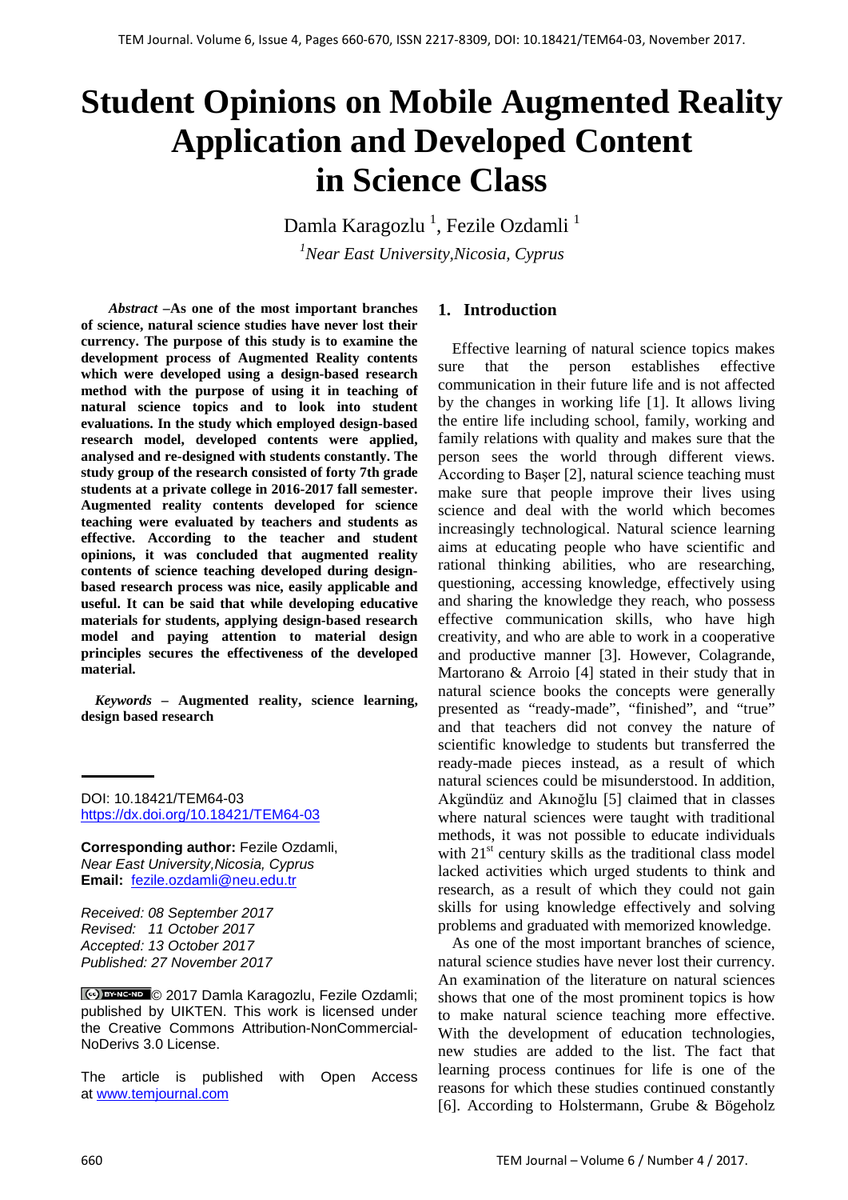# Student Opinions on Mobile Augmented Reality Application and Developed Content in Science Class

Damla Karagozlu [1], Fezile Ozdamli [1]

[1]*Near East University,Nicosia, Cyprus*

***Abstract* –As one of the most important branches of science, natural science studies have never lost their currency. The purpose of this study is to examine the development process of Augmented Reality contents which were developed using a design-based research method with the purpose of using it in teaching of natural science topics and to look into student evaluations. In the study which employed design-based research model, developed contents were applied, analysed and re-designed with students constantly. The study group of the research consisted of forty 7th grade students at a private college in 2016-2017 fall semester. Augmented reality contents developed for science teaching were evaluated by teachers and students as effective. According to the teacher and student opinions, it was concluded that augmented reality contents of science teaching developed during design-based research process was nice, easily applicable and useful. It can be said that while developing educative materials for students, applying design-based research model and paying attention to material design principles secures the effectiveness of the developed material.**

***Keywords* – Augmented reality, science learning, design based research**

DOI: 10.18421/TEM64-03
https://dx.doi.org/10.18421/TEM64-03

**Corresponding author:** Fezile Ozdamli,
*Near East University,Nicosia, Cyprus*
**Email:** fezile.ozdamli@neu.edu.tr

*Received: 08 September 2017*
*Revised: 11 October 2017*
*Accepted: 13 October 2017*
*Published: 27 November 2017*

© 2017 Damla Karagozlu, Fezile Ozdamli; published by UIKTEN. This work is licensed under the Creative Commons Attribution-NonCommercial-NoDerivs 3.0 License.

The article is published with Open Access at www.temjournal.com

## 1. Introduction

Effective learning of natural science topics makes sure that the person establishes effective communication in their future life and is not affected by the changes in working life [1]. It allows living the entire life including school, family, working and family relations with quality and makes sure that the person sees the world through different views. According to Başer [2], natural science teaching must make sure that people improve their lives using science and deal with the world which becomes increasingly technological. Natural science learning aims at educating people who have scientific and rational thinking abilities, who are researching, questioning, accessing knowledge, effectively using and sharing the knowledge they reach, who possess effective communication skills, who have high creativity, and who are able to work in a cooperative and productive manner [3]. However, Colagrande, Martorano & Arroio [4] stated in their study that in natural science books the concepts were generally presented as "ready-made", "finished", and "true" and that teachers did not convey the nature of scientific knowledge to students but transferred the ready-made pieces instead, as a result of which natural sciences could be misunderstood. In addition, Akgündüz and Akınoğlu [5] claimed that in classes where natural sciences were taught with traditional methods, it was not possible to educate individuals with 21st century skills as the traditional class model lacked activities which urged students to think and research, as a result of which they could not gain skills for using knowledge effectively and solving problems and graduated with memorized knowledge.

As one of the most important branches of science, natural science studies have never lost their currency. An examination of the literature on natural sciences shows that one of the most prominent topics is how to make natural science teaching more effective. With the development of education technologies, new studies are added to the list. The fact that learning process continues for life is one of the reasons for which these studies continued constantly [6]. According to Holstermann, Grube & Bögeholz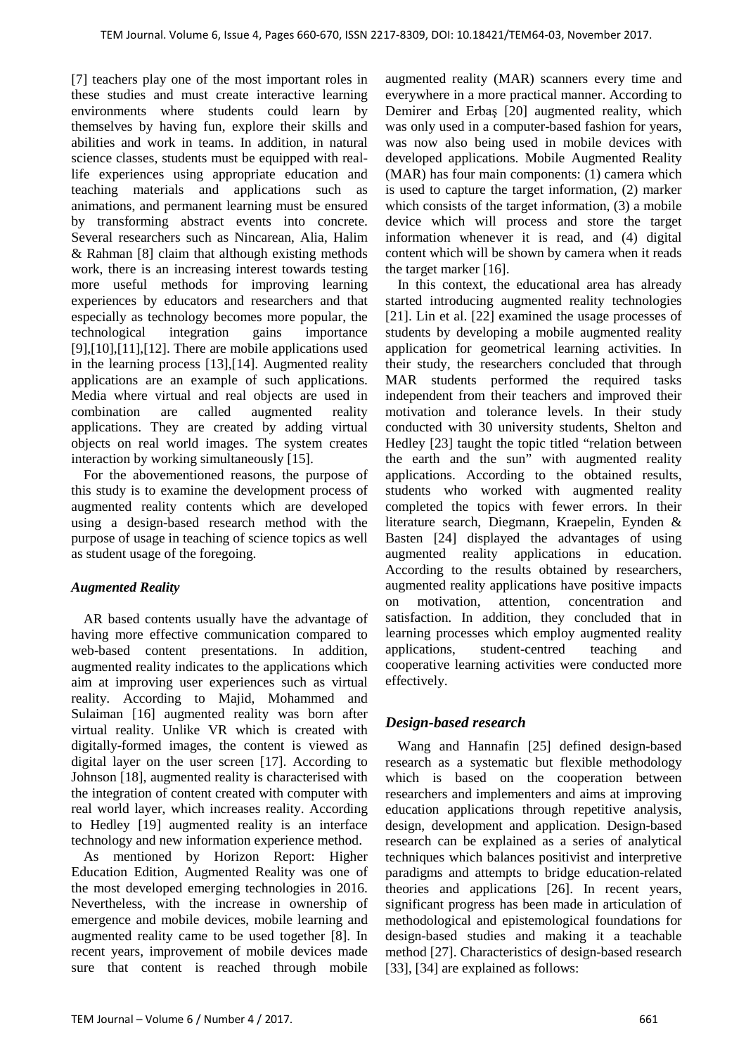[7] teachers play one of the most important roles in these studies and must create interactive learning environments where students could learn by themselves by having fun, explore their skills and abilities and work in teams. In addition, in natural science classes, students must be equipped with real-life experiences using appropriate education and teaching materials and applications such as animations, and permanent learning must be ensured by transforming abstract events into concrete. Several researchers such as Nincarean, Alia, Halim & Rahman [8] claim that although existing methods work, there is an increasing interest towards testing more useful methods for improving learning experiences by educators and researchers and that especially as technology becomes more popular, the technological integration gains importance [9],[10],[11],[12]. There are mobile applications used in the learning process [13],[14]. Augmented reality applications are an example of such applications. Media where virtual and real objects are used in combination are called augmented reality applications. They are created by adding virtual objects on real world images. The system creates interaction by working simultaneously [15].

For the abovementioned reasons, the purpose of this study is to examine the development process of augmented reality contents which are developed using a design-based research method with the purpose of usage in teaching of science topics as well as student usage of the foregoing.

### *Augmented Reality*

AR based contents usually have the advantage of having more effective communication compared to web-based content presentations. In addition, augmented reality indicates to the applications which aim at improving user experiences such as virtual reality. According to Majid, Mohammed and Sulaiman [16] augmented reality was born after virtual reality. Unlike VR which is created with digitally-formed images, the content is viewed as digital layer on the user screen [17]. According to Johnson [18], augmented reality is characterised with the integration of content created with computer with real world layer, which increases reality. According to Hedley [19] augmented reality is an interface technology and new information experience method.

As mentioned by Horizon Report: Higher Education Edition, Augmented Reality was one of the most developed emerging technologies in 2016. Nevertheless, with the increase in ownership of emergence and mobile devices, mobile learning and augmented reality came to be used together [8]. In recent years, improvement of mobile devices made sure that content is reached through mobile augmented reality (MAR) scanners every time and everywhere in a more practical manner. According to Demirer and Erbaş [20] augmented reality, which was only used in a computer-based fashion for years, was now also being used in mobile devices with developed applications. Mobile Augmented Reality (MAR) has four main components: (1) camera which is used to capture the target information, (2) marker which consists of the target information, (3) a mobile device which will process and store the target information whenever it is read, and (4) digital content which will be shown by camera when it reads the target marker [16].

In this context, the educational area has already started introducing augmented reality technologies [21]. Lin et al. [22] examined the usage processes of students by developing a mobile augmented reality application for geometrical learning activities. In their study, the researchers concluded that through MAR students performed the required tasks independent from their teachers and improved their motivation and tolerance levels. In their study conducted with 30 university students, Shelton and Hedley [23] taught the topic titled "relation between the earth and the sun" with augmented reality applications. According to the obtained results, students who worked with augmented reality completed the topics with fewer errors. In their literature search, Diegmann, Kraepelin, Eynden & Basten [24] displayed the advantages of using augmented reality applications in education. According to the results obtained by researchers, augmented reality applications have positive impacts on motivation, attention, concentration and satisfaction. In addition, they concluded that in learning processes which employ augmented reality applications, student-centred teaching and cooperative learning activities were conducted more effectively.

### *Design-based research*

Wang and Hannafin [25] defined design-based research as a systematic but flexible methodology which is based on the cooperation between researchers and implementers and aims at improving education applications through repetitive analysis, design, development and application. Design-based research can be explained as a series of analytical techniques which balances positivist and interpretive paradigms and attempts to bridge education-related theories and applications [26]. In recent years, significant progress has been made in articulation of methodological and epistemological foundations for design-based studies and making it a teachable method [27]. Characteristics of design-based research [33], [34] are explained as follows: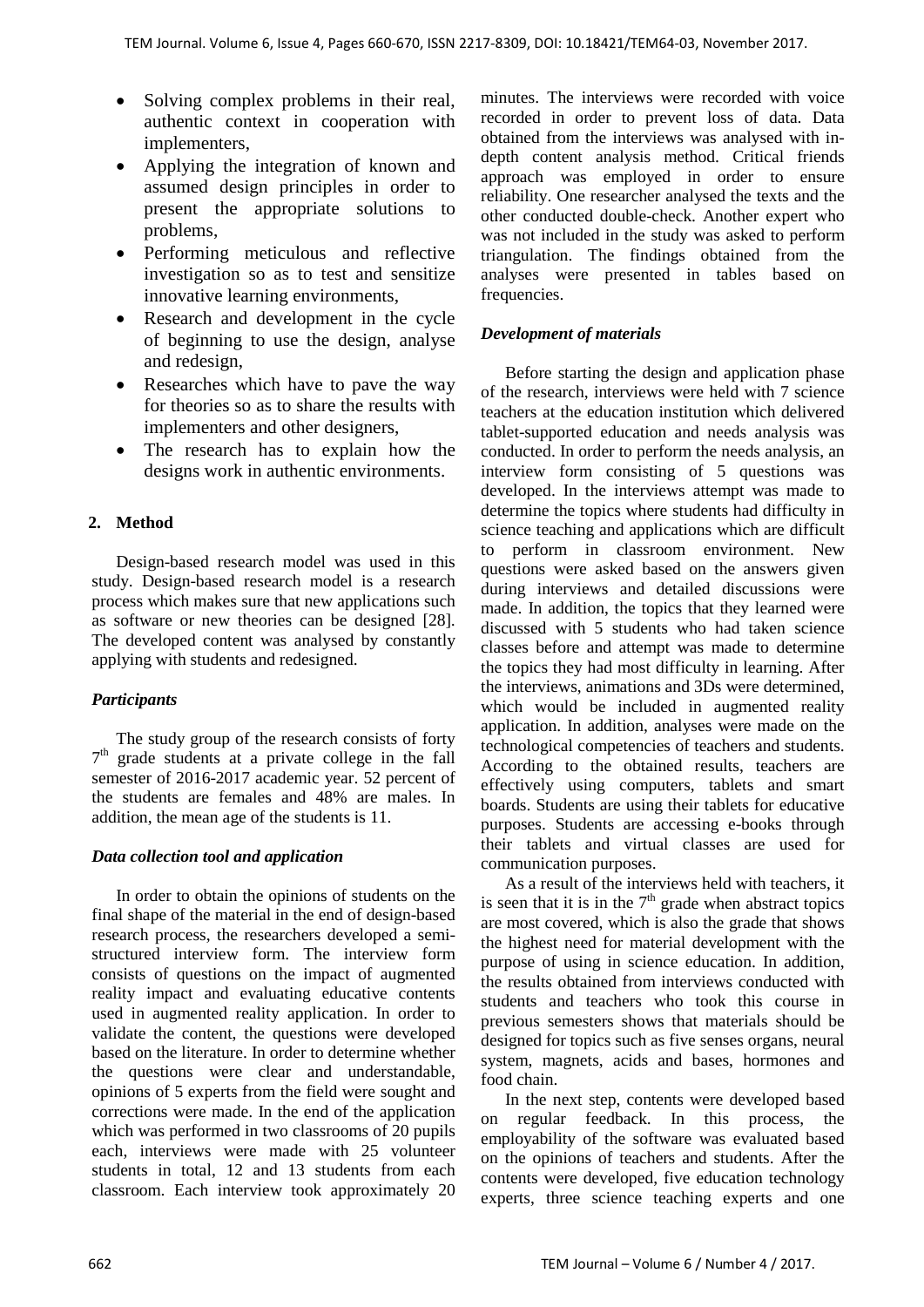- Solving complex problems in their real, authentic context in cooperation with implementers,
- Applying the integration of known and assumed design principles in order to present the appropriate solutions to problems,
- Performing meticulous and reflective investigation so as to test and sensitize innovative learning environments,
- Research and development in the cycle of beginning to use the design, analyse and redesign,
- Researches which have to pave the way for theories so as to share the results with implementers and other designers,
- The research has to explain how the designs work in authentic environments.

## 2. Method

Design-based research model was used in this study. Design-based research model is a research process which makes sure that new applications such as software or new theories can be designed [28]. The developed content was analysed by constantly applying with students and redesigned.

### *Participants*

The study group of the research consists of forty 7th grade students at a private college in the fall semester of 2016-2017 academic year. 52 percent of the students are females and 48% are males. In addition, the mean age of the students is 11.

### *Data collection tool and application*

In order to obtain the opinions of students on the final shape of the material in the end of design-based research process, the researchers developed a semi-structured interview form. The interview form consists of questions on the impact of augmented reality impact and evaluating educative contents used in augmented reality application. In order to validate the content, the questions were developed based on the literature. In order to determine whether the questions were clear and understandable, opinions of 5 experts from the field were sought and corrections were made. In the end of the application which was performed in two classrooms of 20 pupils each, interviews were made with 25 volunteer students in total, 12 and 13 students from each classroom. Each interview took approximately 20 minutes. The interviews were recorded with voice recorded in order to prevent loss of data. Data obtained from the interviews was analysed with in-depth content analysis method. Critical friends approach was employed in order to ensure reliability. One researcher analysed the texts and the other conducted double-check. Another expert who was not included in the study was asked to perform triangulation. The findings obtained from the analyses were presented in tables based on frequencies.

### *Development of materials*

Before starting the design and application phase of the research, interviews were held with 7 science teachers at the education institution which delivered tablet-supported education and needs analysis was conducted. In order to perform the needs analysis, an interview form consisting of 5 questions was developed. In the interviews attempt was made to determine the topics where students had difficulty in science teaching and applications which are difficult to perform in classroom environment. New questions were asked based on the answers given during interviews and detailed discussions were made. In addition, the topics that they learned were discussed with 5 students who had taken science classes before and attempt was made to determine the topics they had most difficulty in learning. After the interviews, animations and 3Ds were determined, which would be included in augmented reality application. In addition, analyses were made on the technological competencies of teachers and students. According to the obtained results, teachers are effectively using computers, tablets and smart boards. Students are using their tablets for educative purposes. Students are accessing e-books through their tablets and virtual classes are used for communication purposes.

As a result of the interviews held with teachers, it is seen that it is in the 7th grade when abstract topics are most covered, which is also the grade that shows the highest need for material development with the purpose of using in science education. In addition, the results obtained from interviews conducted with students and teachers who took this course in previous semesters shows that materials should be designed for topics such as five senses organs, neural system, magnets, acids and bases, hormones and food chain.

In the next step, contents were developed based on regular feedback. In this process, the employability of the software was evaluated based on the opinions of teachers and students. After the contents were developed, five education technology experts, three science teaching experts and one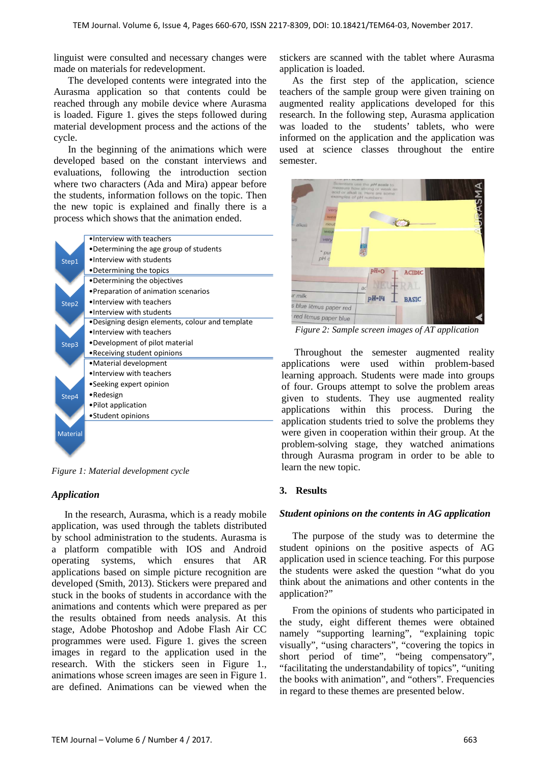linguist were consulted and necessary changes were made on materials for redevelopment.

The developed contents were integrated into the Aurasma application so that contents could be reached through any mobile device where Aurasma is loaded. Figure 1. gives the steps followed during material development process and the actions of the cycle.

In the beginning of the animations which were developed based on the constant interviews and evaluations, following the introduction section where two characters (Ada and Mira) appear before the students, information follows on the topic. Then the new topic is explained and finally there is a process which shows that the animation ended.

| Step | Actions |
|---|---|
| Step1 | •Interview with teachers<br>•Determining the age group of students<br>•Interview with students<br>•Determining the topics |
| Step2 | •Determining the objectives<br>•Preparation of animation scenarios<br>•Interview with teachers<br>•Interview with students |
| Step3 | •Designing design elements, colour and template<br>•Interview with teachers<br>•Development of pilot material<br>•Receiving student opinions |
| Step4 | •Material development<br>•Interview with teachers<br>•Seeking expert opinion<br>•Redesign<br>•Pilot application<br>•Student opinions |
| Material | |

*Figure 1: Material development cycle*

### *Application*

In the research, Aurasma, which is a ready mobile application, was used through the tablets distributed by school administration to the students. Aurasma is a platform compatible with IOS and Android operating systems, which ensures that AR applications based on simple picture recognition are developed (Smith, 2013). Stickers were prepared and stuck in the books of students in accordance with the animations and contents which were prepared as per the results obtained from needs analysis. At this stage, Adobe Photoshop and Adobe Flash Air CC programmes were used. Figure 1. gives the screen images in regard to the application used in the research. With the stickers seen in Figure 1., animations whose screen images are seen in Figure 1. are defined. Animations can be viewed when the stickers are scanned with the tablet where Aurasma application is loaded.

As the first step of the application, science teachers of the sample group were given training on augmented reality applications developed for this research. In the following step, Aurasma application was loaded to the students' tablets, who were informed on the application and the application was used at science classes throughout the entire semester.

*Figure 2: Sample screen images of AT application*

Throughout the semester augmented reality applications were used within problem-based learning approach. Students were made into groups of four. Groups attempt to solve the problem areas given to students. They use augmented reality applications within this process. During the application students tried to solve the problems they were given in cooperation within their group. At the problem-solving stage, they watched animations through Aurasma program in order to be able to learn the new topic.

## 3. Results

### *Student opinions on the contents in AG application*

The purpose of the study was to determine the student opinions on the positive aspects of AG application used in science teaching. For this purpose the students were asked the question "what do you think about the animations and other contents in the application?"

From the opinions of students who participated in the study, eight different themes were obtained namely "supporting learning", "explaining topic visually", "using characters", "covering the topics in short period of time", "being compensatory", "facilitating the understandability of topics", "uniting the books with animation", and "others". Frequencies in regard to these themes are presented below.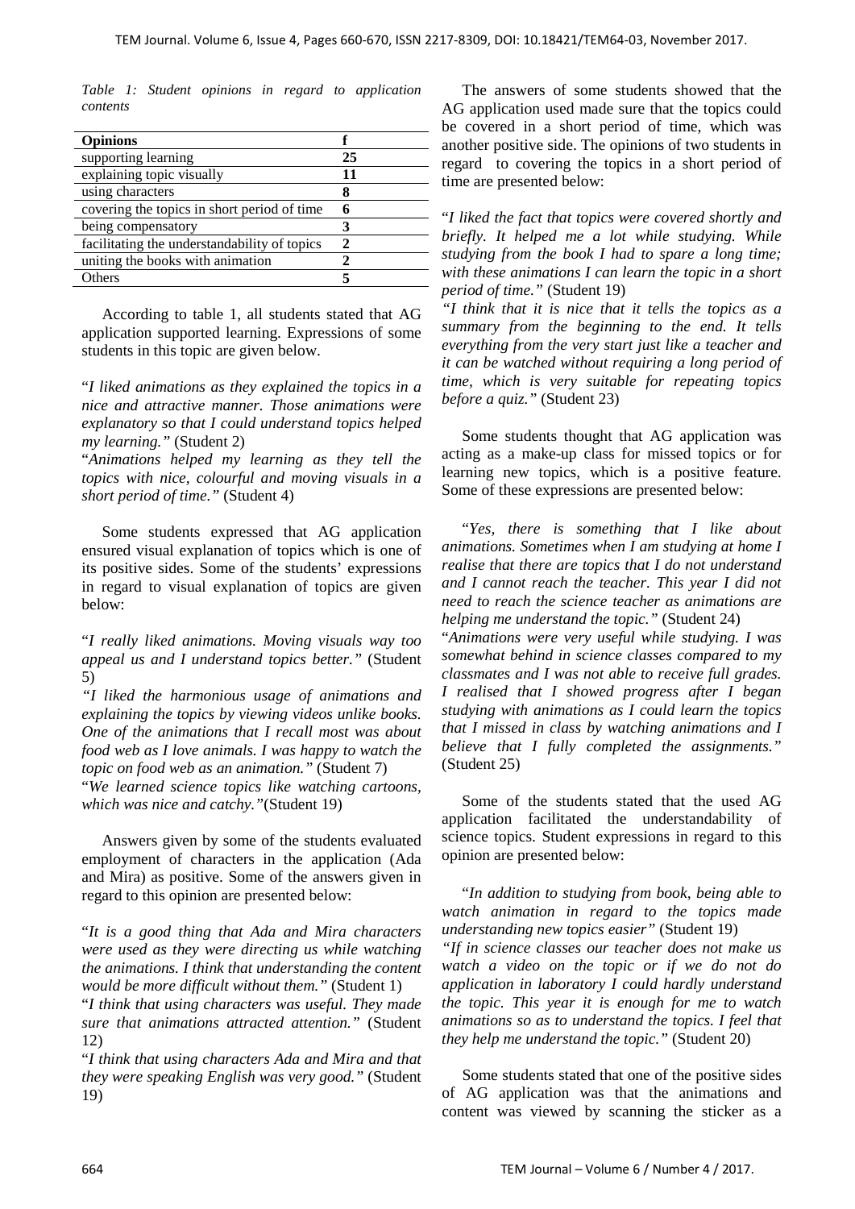*Table 1: Student opinions in regard to application contents*

| Opinions | f |
|---|---|
| supporting learning | 25 |
| explaining topic visually | 11 |
| using characters | 8 |
| covering the topics in short period of time | 6 |
| being compensatory | 3 |
| facilitating the understandability of topics | 2 |
| uniting the books with animation | 2 |
| Others | 5 |

According to table 1, all students stated that AG application supported learning. Expressions of some students in this topic are given below.

"*I liked animations as they explained the topics in a nice and attractive manner. Those animations were explanatory so that I could understand topics helped my learning.*" (Student 2)

"*Animations helped my learning as they tell the topics with nice, colourful and moving visuals in a short period of time.*" (Student 4)

Some students expressed that AG application ensured visual explanation of topics which is one of its positive sides. Some of the students' expressions in regard to visual explanation of topics are given below:

"*I really liked animations. Moving visuals way too appeal us and I understand topics better.*" (Student 5)

*"I liked the harmonious usage of animations and explaining the topics by viewing videos unlike books. One of the animations that I recall most was about food web as I love animals. I was happy to watch the topic on food web as an animation."* (Student 7)

"*We learned science topics like watching cartoons, which was nice and catchy.*"(Student 19)

Answers given by some of the students evaluated employment of characters in the application (Ada and Mira) as positive. Some of the answers given in regard to this opinion are presented below:

"*It is a good thing that Ada and Mira characters were used as they were directing us while watching the animations. I think that understanding the content would be more difficult without them.*" (Student 1)

"*I think that using characters was useful. They made sure that animations attracted attention.*" (Student 12)

"*I think that using characters Ada and Mira and that they were speaking English was very good.*" (Student 19)

The answers of some students showed that the AG application used made sure that the topics could be covered in a short period of time, which was another positive side. The opinions of two students in regard to covering the topics in a short period of time are presented below:

"*I liked the fact that topics were covered shortly and briefly. It helped me a lot while studying. While studying from the book I had to spare a long time; with these animations I can learn the topic in a short period of time.*" (Student 19)

*"I think that it is nice that it tells the topics as a summary from the beginning to the end. It tells everything from the very start just like a teacher and it can be watched without requiring a long period of time, which is very suitable for repeating topics before a quiz."* (Student 23)

Some students thought that AG application was acting as a make-up class for missed topics or for learning new topics, which is a positive feature. Some of these expressions are presented below:

"*Yes, there is something that I like about animations. Sometimes when I am studying at home I realise that there are topics that I do not understand and I cannot reach the teacher. This year I did not need to reach the science teacher as animations are helping me understand the topic.*" (Student 24)

"*Animations were very useful while studying. I was somewhat behind in science classes compared to my classmates and I was not able to receive full grades. I realised that I showed progress after I began studying with animations as I could learn the topics that I missed in class by watching animations and I believe that I fully completed the assignments.*" (Student 25)

Some of the students stated that the used AG application facilitated the understandability of science topics. Student expressions in regard to this opinion are presented below:

"*In addition to studying from book, being able to watch animation in regard to the topics made understanding new topics easier*" (Student 19)

*"If in science classes our teacher does not make us watch a video on the topic or if we do not do application in laboratory I could hardly understand the topic. This year it is enough for me to watch animations so as to understand the topics. I feel that they help me understand the topic."* (Student 20)

Some students stated that one of the positive sides of AG application was that the animations and content was viewed by scanning the sticker as a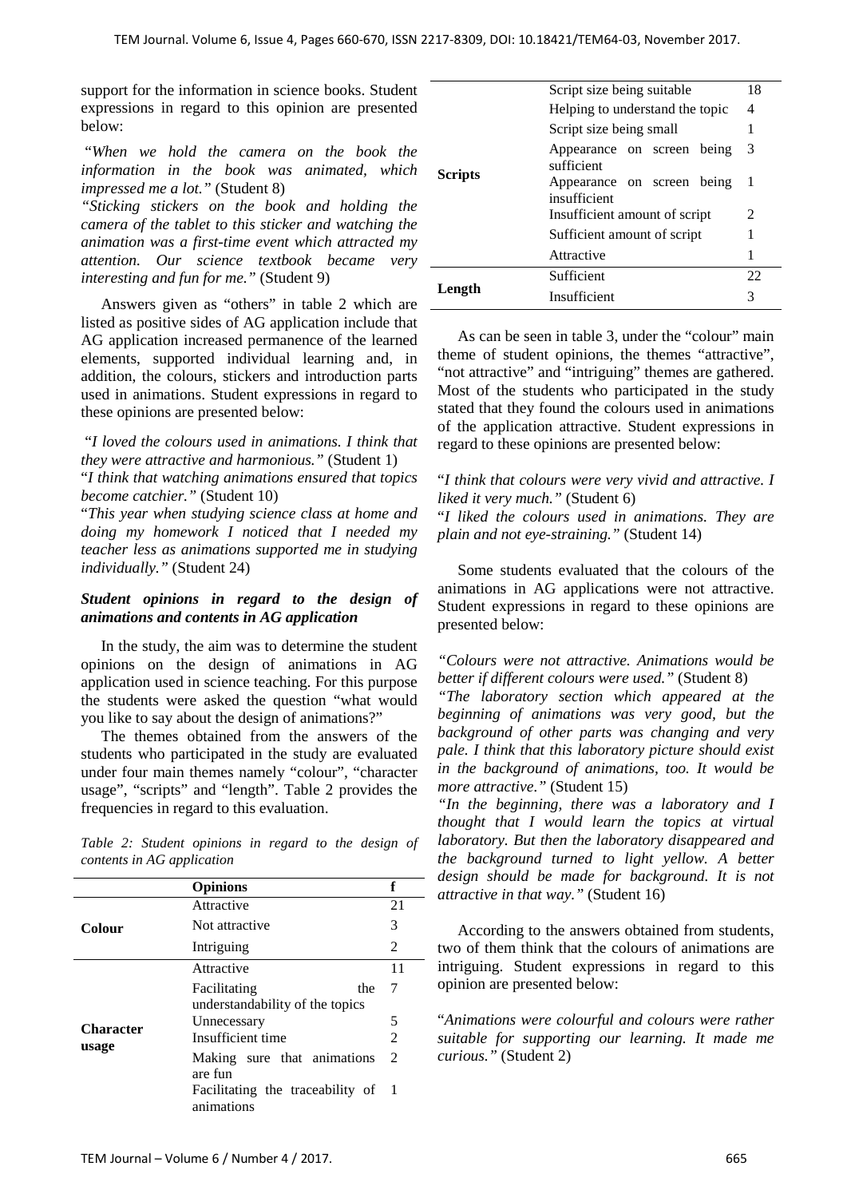support for the information in science books. Student expressions in regard to this opinion are presented below:

*"When we hold the camera on the book the information in the book was animated, which impressed me a lot."* (Student 8)

*"Sticking stickers on the book and holding the camera of the tablet to this sticker and watching the animation was a first-time event which attracted my attention. Our science textbook became very interesting and fun for me."* (Student 9)

Answers given as "others" in table 2 which are listed as positive sides of AG application include that AG application increased permanence of the learned elements, supported individual learning and, in addition, the colours, stickers and introduction parts used in animations. Student expressions in regard to these opinions are presented below:

*"I loved the colours used in animations. I think that they were attractive and harmonious."* (Student 1)

"*I think that watching animations ensured that topics become catchier."* (Student 10)

"*This year when studying science class at home and doing my homework I noticed that I needed my teacher less as animations supported me in studying individually."* (Student 24)

### *Student opinions in regard to the design of animations and contents in AG application*

In the study, the aim was to determine the student opinions on the design of animations in AG application used in science teaching. For this purpose the students were asked the question "what would you like to say about the design of animations?"

The themes obtained from the answers of the students who participated in the study are evaluated under four main themes namely "colour", "character usage", "scripts" and "length". Table 2 provides the frequencies in regard to this evaluation.

*Table 2: Student opinions in regard to the design of contents in AG application*

| | Opinions | f |
|---|---|---|
| **Colour** | Attractive | 21 |
| | Not attractive | 3 |
| | Intriguing | 2 |
| **Character usage** | Attractive | 11 |
| | Facilitating the understandability of the topics | 7 |
| | Unnecessary | 5 |
| | Insufficient time | 2 |
| | Making sure that animations are fun | 2 |
| | Facilitating the traceability of animations | 1 |
| **Scripts** | Script size being suitable | 18 |
| | Helping to understand the topic | 4 |
| | Script size being small | 1 |
| | Appearance on screen being sufficient | 3 |
| | Appearance on screen being insufficient | 1 |
| | Insufficient amount of script | 2 |
| | Sufficient amount of script | 1 |
| | Attractive | 1 |
| **Length** | Sufficient | 22 |
| | Insufficient | 3 |

As can be seen in table 3, under the "colour" main theme of student opinions, the themes "attractive", "not attractive" and "intriguing" themes are gathered. Most of the students who participated in the study stated that they found the colours used in animations of the application attractive. Student expressions in regard to these opinions are presented below:

"*I think that colours were very vivid and attractive. I liked it very much."* (Student 6)

"*I liked the colours used in animations. They are plain and not eye-straining."* (Student 14)

Some students evaluated that the colours of the animations in AG applications were not attractive. Student expressions in regard to these opinions are presented below:

*"Colours were not attractive. Animations would be better if different colours were used."* (Student 8)

*"The laboratory section which appeared at the beginning of animations was very good, but the background of other parts was changing and very pale. I think that this laboratory picture should exist in the background of animations, too. It would be more attractive."* (Student 15)

*"In the beginning, there was a laboratory and I thought that I would learn the topics at virtual laboratory. But then the laboratory disappeared and the background turned to light yellow. A better design should be made for background. It is not attractive in that way."* (Student 16)

According to the answers obtained from students, two of them think that the colours of animations are intriguing. Student expressions in regard to this opinion are presented below:

"*Animations were colourful and colours were rather suitable for supporting our learning. It made me curious."* (Student 2)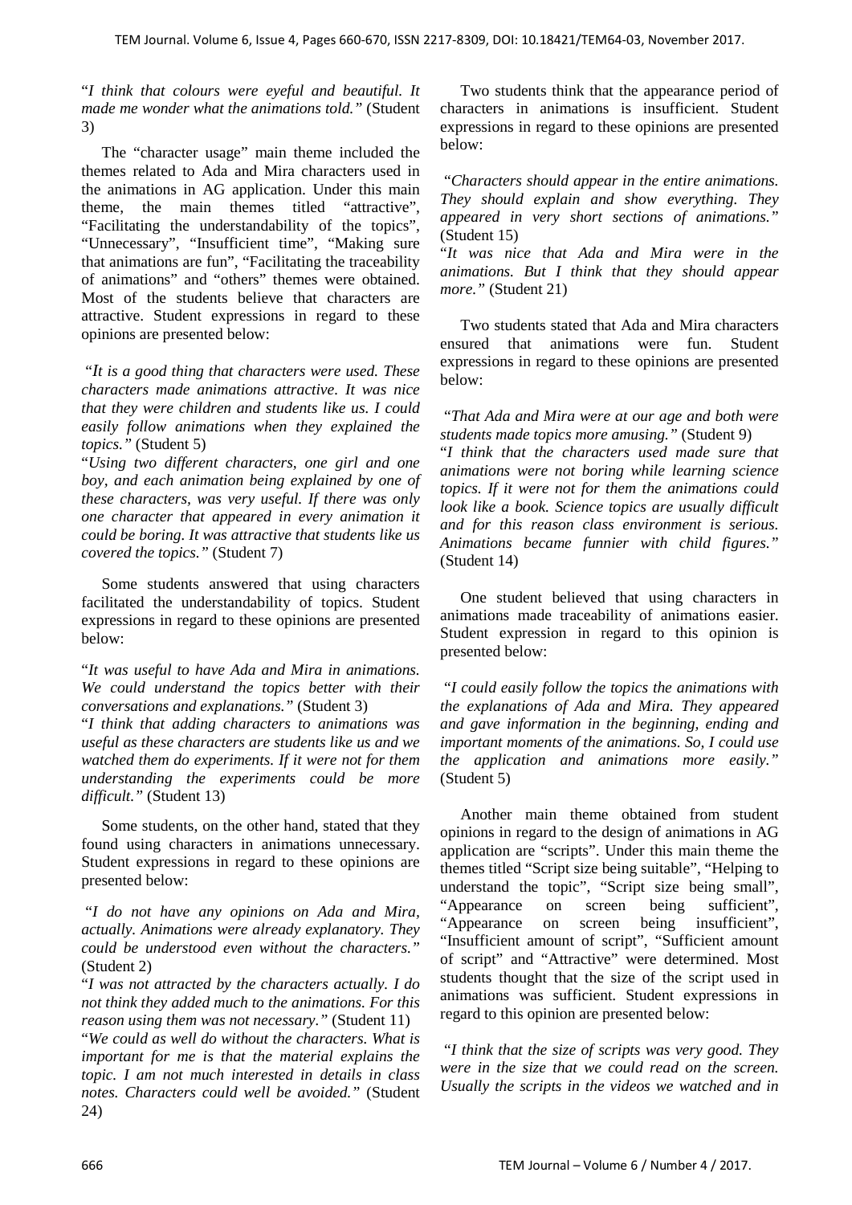"*I think that colours were eyeful and beautiful. It made me wonder what the animations told.*" (Student 3)

The "character usage" main theme included the themes related to Ada and Mira characters used in the animations in AG application. Under this main theme, the main themes titled "attractive", "Facilitating the understandability of the topics", "Unnecessary", "Insufficient time", "Making sure that animations are fun", "Facilitating the traceability of animations" and "others" themes were obtained. Most of the students believe that characters are attractive. Student expressions in regard to these opinions are presented below:

"*It is a good thing that characters were used. These characters made animations attractive. It was nice that they were children and students like us. I could easily follow animations when they explained the topics.*" (Student 5)

"*Using two different characters, one girl and one boy, and each animation being explained by one of these characters, was very useful. If there was only one character that appeared in every animation it could be boring. It was attractive that students like us covered the topics.*" (Student 7)

Some students answered that using characters facilitated the understandability of topics. Student expressions in regard to these opinions are presented below:

"*It was useful to have Ada and Mira in animations. We could understand the topics better with their conversations and explanations.*" (Student 3)

"*I think that adding characters to animations was useful as these characters are students like us and we watched them do experiments. If it were not for them understanding the experiments could be more difficult.*" (Student 13)

Some students, on the other hand, stated that they found using characters in animations unnecessary. Student expressions in regard to these opinions are presented below:

"*I do not have any opinions on Ada and Mira, actually. Animations were already explanatory. They could be understood even without the characters.*" (Student 2)

"*I was not attracted by the characters actually. I do not think they added much to the animations. For this reason using them was not necessary.*" (Student 11)

"*We could as well do without the characters. What is important for me is that the material explains the topic. I am not much interested in details in class notes. Characters could well be avoided.*" (Student 24)

Two students think that the appearance period of characters in animations is insufficient. Student expressions in regard to these opinions are presented below:

"*Characters should appear in the entire animations. They should explain and show everything. They appeared in very short sections of animations.*" (Student 15)

"*It was nice that Ada and Mira were in the animations. But I think that they should appear more.*" (Student 21)

Two students stated that Ada and Mira characters ensured that animations were fun. Student expressions in regard to these opinions are presented below:

"*That Ada and Mira were at our age and both were students made topics more amusing.*" (Student 9)

"*I think that the characters used made sure that animations were not boring while learning science topics. If it were not for them the animations could look like a book. Science topics are usually difficult and for this reason class environment is serious. Animations became funnier with child figures.*" (Student 14)

One student believed that using characters in animations made traceability of animations easier. Student expression in regard to this opinion is presented below:

"*I could easily follow the topics the animations with the explanations of Ada and Mira. They appeared and gave information in the beginning, ending and important moments of the animations. So, I could use the application and animations more easily.*" (Student 5)

Another main theme obtained from student opinions in regard to the design of animations in AG application are "scripts". Under this main theme the themes titled "Script size being suitable", "Helping to understand the topic", "Script size being small", "Appearance on screen being sufficient", "Appearance on screen being insufficient", "Insufficient amount of script", "Sufficient amount of script" and "Attractive" were determined. Most students thought that the size of the script used in animations was sufficient. Student expressions in regard to this opinion are presented below:

"*I think that the size of scripts was very good. They were in the size that we could read on the screen. Usually the scripts in the videos we watched and in*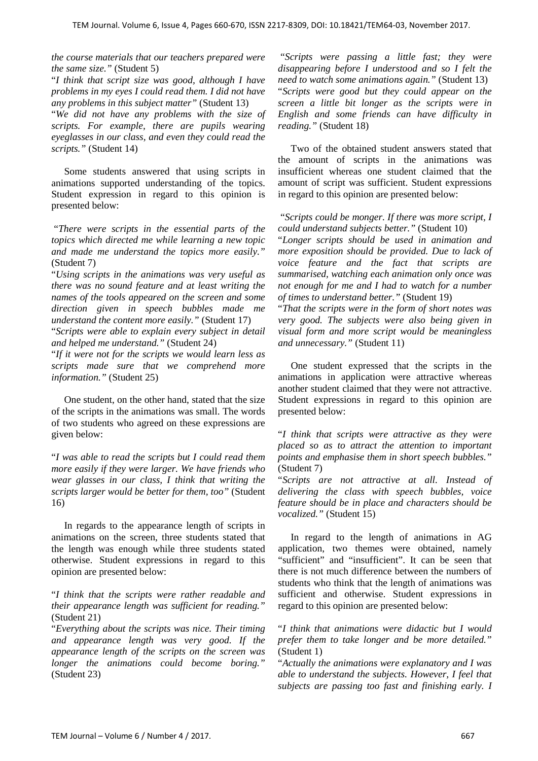*the course materials that our teachers prepared were the same size."* (Student 5)

"*I think that script size was good, although I have problems in my eyes I could read them. I did not have any problems in this subject matter"* (Student 13)

"*We did not have any problems with the size of scripts. For example, there are pupils wearing eyeglasses in our class, and even they could read the scripts."* (Student 14)

Some students answered that using scripts in animations supported understanding of the topics. Student expression in regard to this opinion is presented below:

*"There were scripts in the essential parts of the topics which directed me while learning a new topic and made me understand the topics more easily."* (Student 7)

"*Using scripts in the animations was very useful as there was no sound feature and at least writing the names of the tools appeared on the screen and some direction given in speech bubbles made me understand the content more easily."* (Student 17)

"*Scripts were able to explain every subject in detail and helped me understand."* (Student 24)

"*If it were not for the scripts we would learn less as scripts made sure that we comprehend more information."* (Student 25)

One student, on the other hand, stated that the size of the scripts in the animations was small. The words of two students who agreed on these expressions are given below:

"*I was able to read the scripts but I could read them more easily if they were larger. We have friends who wear glasses in our class, I think that writing the scripts larger would be better for them, too"* (Student 16)

In regards to the appearance length of scripts in animations on the screen, three students stated that the length was enough while three students stated otherwise. Student expressions in regard to this opinion are presented below:

"*I think that the scripts were rather readable and their appearance length was sufficient for reading."* (Student 21)

"*Everything about the scripts was nice. Their timing and appearance length was very good. If the appearance length of the scripts on the screen was longer the animations could become boring."* (Student 23)

*"Scripts were passing a little fast; they were disappearing before I understood and so I felt the need to watch some animations again."* (Student 13)

"*Scripts were good but they could appear on the screen a little bit longer as the scripts were in English and some friends can have difficulty in reading."* (Student 18)

Two of the obtained student answers stated that the amount of scripts in the animations was insufficient whereas one student claimed that the amount of script was sufficient. Student expressions in regard to this opinion are presented below:

*"Scripts could be monger. If there was more script, I could understand subjects better."* (Student 10)

"*Longer scripts should be used in animation and more exposition should be provided. Due to lack of voice feature and the fact that scripts are summarised, watching each animation only once was not enough for me and I had to watch for a number of times to understand better."* (Student 19)

"*That the scripts were in the form of short notes was very good. The subjects were also being given in visual form and more script would be meaningless and unnecessary."* (Student 11)

One student expressed that the scripts in the animations in application were attractive whereas another student claimed that they were not attractive. Student expressions in regard to this opinion are presented below:

"*I think that scripts were attractive as they were placed so as to attract the attention to important points and emphasise them in short speech bubbles."* (Student 7)

"*Scripts are not attractive at all. Instead of delivering the class with speech bubbles, voice feature should be in place and characters should be vocalized."* (Student 15)

In regard to the length of animations in AG application, two themes were obtained, namely "sufficient" and "insufficient". It can be seen that there is not much difference between the numbers of students who think that the length of animations was sufficient and otherwise. Student expressions in regard to this opinion are presented below:

"*I think that animations were didactic but I would prefer them to take longer and be more detailed."* (Student 1)

"*Actually the animations were explanatory and I was able to understand the subjects. However, I feel that subjects are passing too fast and finishing early. I*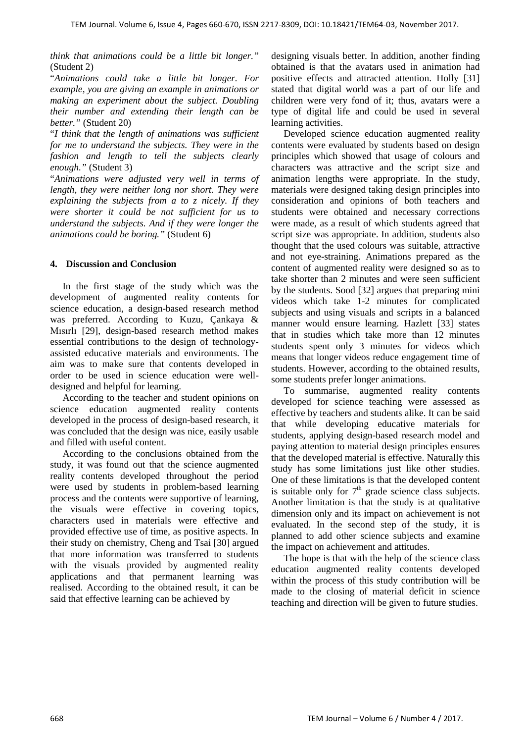*think that animations could be a little bit longer."* (Student 2)

"*Animations could take a little bit longer. For example, you are giving an example in animations or making an experiment about the subject. Doubling their number and extending their length can be better."* (Student 20)

"*I think that the length of animations was sufficient for me to understand the subjects. They were in the fashion and length to tell the subjects clearly enough."* (Student 3)

"*Animations were adjusted very well in terms of length, they were neither long nor short. They were explaining the subjects from a to z nicely. If they were shorter it could be not sufficient for us to understand the subjects. And if they were longer the animations could be boring."* (Student 6)

## 4. Discussion and Conclusion

In the first stage of the study which was the development of augmented reality contents for science education, a design-based research method was preferred. According to Kuzu, Çankaya & Mısırlı [29], design-based research method makes essential contributions to the design of technology-assisted educative materials and environments. The aim was to make sure that contents developed in order to be used in science education were well-designed and helpful for learning.

According to the teacher and student opinions on science education augmented reality contents developed in the process of design-based research, it was concluded that the design was nice, easily usable and filled with useful content.

According to the conclusions obtained from the study, it was found out that the science augmented reality contents developed throughout the period were used by students in problem-based learning process and the contents were supportive of learning, the visuals were effective in covering topics, characters used in materials were effective and provided effective use of time, as positive aspects. In their study on chemistry, Cheng and Tsai [30] argued that more information was transferred to students with the visuals provided by augmented reality applications and that permanent learning was realised. According to the obtained result, it can be said that effective learning can be achieved by designing visuals better. In addition, another finding obtained is that the avatars used in animation had positive effects and attracted attention. Holly [31] stated that digital world was a part of our life and children were very fond of it; thus, avatars were a type of digital life and could be used in several learning activities.

Developed science education augmented reality contents were evaluated by students based on design principles which showed that usage of colours and characters was attractive and the script size and animation lengths were appropriate. In the study, materials were designed taking design principles into consideration and opinions of both teachers and students were obtained and necessary corrections were made, as a result of which students agreed that script size was appropriate. In addition, students also thought that the used colours was suitable, attractive and not eye-straining. Animations prepared as the content of augmented reality were designed so as to take shorter than 2 minutes and were seen sufficient by the students. Sood [32] argues that preparing mini videos which take 1-2 minutes for complicated subjects and using visuals and scripts in a balanced manner would ensure learning. Hazlett [33] states that in studies which take more than 12 minutes students spent only 3 minutes for videos which means that longer videos reduce engagement time of students. However, according to the obtained results, some students prefer longer animations.

To summarise, augmented reality contents developed for science teaching were assessed as effective by teachers and students alike. It can be said that while developing educative materials for students, applying design-based research model and paying attention to material design principles ensures that the developed material is effective. Naturally this study has some limitations just like other studies. One of these limitations is that the developed content is suitable only for 7th grade science class subjects. Another limitation is that the study is at qualitative dimension only and its impact on achievement is not evaluated. In the second step of the study, it is planned to add other science subjects and examine the impact on achievement and attitudes.

The hope is that with the help of the science class education augmented reality contents developed within the process of this study contribution will be made to the closing of material deficit in science teaching and direction will be given to future studies.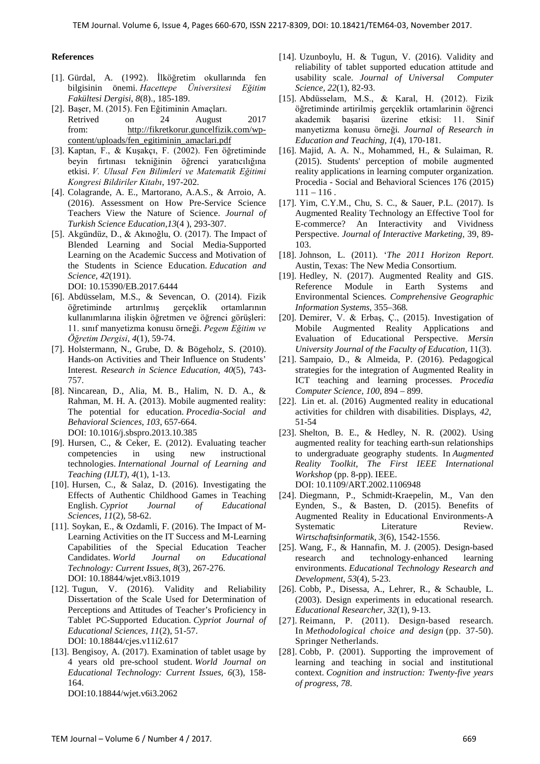## References

[1]. Gürdal, A. (1992). İlköğretim okullarında fen bilgisinin önemi. *Hacettepe Üniversitesi Eğitim Fakültesi Dergisi*, *8*(8)., 185-189.

[2]. Başer, M. (2015). Fen Eğitiminin Amaçları. Retrived on 24 August 2017 from: http://fikretkorur.guncelfizik.com/wp-content/uploads/fen_egitiminin_amaclari.pdf

[3]. Kaptan, F., & Kuşakçı, F. (2002). Fen öğretiminde beyin fırtınası tekniğinin öğrenci yaratıcılığına etkisi. *V. Ulusal Fen Bilimleri ve Matematik Eğitimi Kongresi Bildiriler Kitabı*, 197-202.

[4]. Colagrande, A. E., Martorano, A.A.S., & Arroio, A. (2016). Assessment on How Pre-Service Science Teachers View the Nature of Science. *Journal of Turkish Science Education,13*(4 ), 293-307.

[5]. Akgündüz, D., & Akınoğlu, O. (2017). The Impact of Blended Learning and Social Media-Supported Learning on the Academic Success and Motivation of the Students in Science Education. *Education and Science*, *42*(191). DOI: 10.15390/EB.2017.6444

[6]. Abdüsselam, M.S., & Sevencan, O. (2014). Fizik öğretiminde artırılmış gerçeklik ortamlarının kullanımlarına ilişkin öğretmen ve öğrenci görüşleri: 11. sınıf manyetizma konusu örneği. *Pegem Eğitim ve Öğretim Dergisi*, *4*(1), 59-74.

[7]. Holstermann, N., Grube, D. & Bögeholz, S. (2010). Hands-on Activities and Their Influence on Students' Interest. *Research in Science Education, 40*(5), 743-757.

[8]. Nincarean, D., Alia, M. B., Halim, N. D. A., & Rahman, M. H. A. (2013). Mobile augmented reality: The potential for education. *Procedia-Social and Behavioral Sciences*, *103*, 657-664. DOI: 10.1016/j.sbspro.2013.10.385

[9]. Hursen, C., & Ceker, E. (2012). Evaluating teacher competencies in using new instructional technologies. *International Journal of Learning and Teaching (IJLT)*, *4*(1), 1-13.

[10]. Hursen, C., & Salaz, D. (2016). Investigating the Effects of Authentic Childhood Games in Teaching English. *Cypriot Journal of Educational Sciences*, *11*(2), 58-62.

[11]. Soykan, E., & Ozdamli, F. (2016). The Impact of M-Learning Activities on the IT Success and M-Learning Capabilities of the Special Education Teacher Candidates. *World Journal on Educational Technology: Current Issues*, *8*(3), 267-276. DOI: 10.18844/wjet.v8i3.1019

[12]. Tugun, V. (2016). Validity and Reliability Dissertation of the Scale Used for Determination of Perceptions and Attitudes of Teacher's Proficiency in Tablet PC-Supported Education. *Cypriot Journal of Educational Sciences, 11*(2), 51-57. DOI: 10.18844/cjes.v11i2.617

[13]. Bengisoy, A. (2017). Examination of tablet usage by 4 years old pre-school student. *World Journal on Educational Technology: Current Issues, 6*(3), 158-164. DOI:10.18844/wjet.v6i3.2062

[14]. Uzunboylu, H. & Tugun, V. (2016). Validity and reliability of tablet supported education attitude and usability scale. *Journal of Universal Computer Science, 22*(1), 82-93.

[15]. Abdüsselam, M.S., & Karal, H. (2012). Fizik öğretiminde artirilmiş gerçeklik ortamlarinin öğrenci akademik başarisi üzerine etkisi: 11. Sinif manyetizma konusu örneği. *Journal of Research in Education and Teaching, 1*(4), 170-181.

[16]. Majid, A. A. N., Mohammed, H., & Sulaiman, R. (2015). Students' perception of mobile augmented reality applications in learning computer organization. Procedia - Social and Behavioral Sciences 176 (2015) 111 – 116 .

[17]. Yim, C.Y.M., Chu, S. C., & Sauer, P.L. (2017). Is Augmented Reality Technology an Effective Tool for E-commerce? An Interactivity and Vividness Perspective. *Journal of Interactive Marketing*, 39, 89-103.

[18]. Johnson, L. (2011). '*The 2011 Horizon Report*. Austin, Texas: The New Media Consortium.

[19]. Hedley, N. (2017). Augmented Reality and GIS. Reference Module in Earth Systems and Environmental Sciences*. Comprehensive Geographic Information Systems*, 355–368*.*

[20]. Demirer, V. & Erbaş, Ç., (2015). Investigation of Mobile Augmented Reality Applications and Evaluation of Educational Perspective. *Mersin University Journal of the Faculty of Education*, 11(3).

[21]. Sampaio, D., & Almeida, P. (2016). Pedagogical strategies for the integration of Augmented Reality in ICT teaching and learning processes. *Procedia Computer Science, 100*, 894 – 899.

[22]. Lin et. al. (2016) Augmented reality in educational activities for children with disabilities. Displays, *42*, 51-54

[23]. Shelton, B. E., & Hedley, N. R. (2002). Using augmented reality for teaching earth-sun relationships to undergraduate geography students. In *Augmented Reality Toolkit, The First IEEE International Workshop* (pp. 8-pp). IEEE. DOI: 10.1109/ART.2002.1106948

[24]. Diegmann, P., Schmidt-Kraepelin, M., Van den Eynden, S., & Basten, D. (2015). Benefits of Augmented Reality in Educational Environments-A Systematic Literature Review. *Wirtschaftsinformatik*, *3*(6), 1542-1556.

[25]. Wang, F., & Hannafin, M. J. (2005). Design-based research and technology-enhanced learning environments. *Educational Technology Research and Development, 53*(4), 5-23.

[26]. Cobb, P., Disessa, A., Lehrer, R., & Schauble, L. (2003). Design experiments in educational research. *Educational Researcher*, *32*(1), 9-13.

[27]. Reimann, P. (2011). Design-based research. In *Methodological choice and design* (pp. 37-50). Springer Netherlands.

[28]. Cobb, P. (2001). Supporting the improvement of learning and teaching in social and institutional context. *Cognition and instruction: Twenty-five years of progress*, *78*.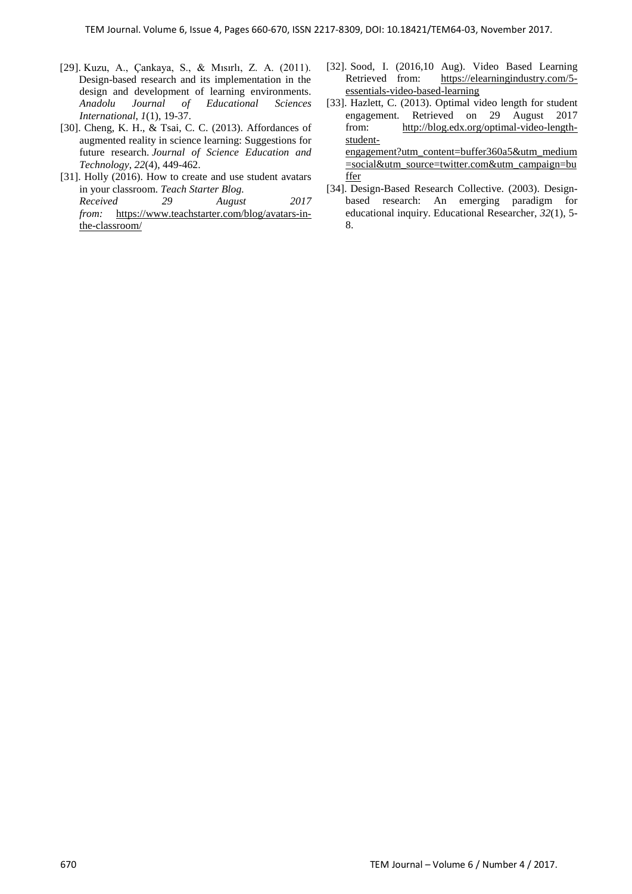[29]. Kuzu, A., Çankaya, S., & Mısırlı, Z. A. (2011). Design-based research and its implementation in the design and development of learning environments. *Anadolu Journal of Educational Sciences International*, *1*(1), 19-37.

[30]. Cheng, K. H., & Tsai, C. C. (2013). Affordances of augmented reality in science learning: Suggestions for future research. *Journal of Science Education and Technology*, *22*(4), 449-462.

[31]. Holly (2016). How to create and use student avatars in your classroom. *Teach Starter Blog. Received 29 August 2017 from:* https://www.teachstarter.com/blog/avatars-in-the-classroom/

[32]. Sood, I. (2016,10 Aug). Video Based Learning Retrieved from: https://elearningindustry.com/5-essentials-video-based-learning

[33]. Hazlett, C. (2013). Optimal video length for student engagement. Retrieved on 29 August 2017 from: http://blog.edx.org/optimal-video-length-student-engagement?utm_content=buffer360a5&utm_medium=social&utm_source=twitter.com&utm_campaign=buffer

[34]. Design-Based Research Collective. (2003). Design-based research: An emerging paradigm for educational inquiry. Educational Researcher, *32*(1), 5-8.